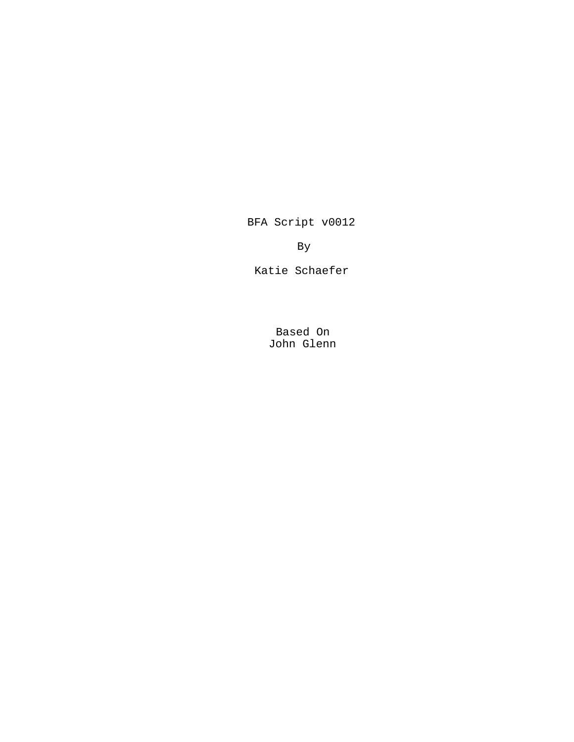BFA Script v0012

By

Katie Schaefer

Based On
John Glenn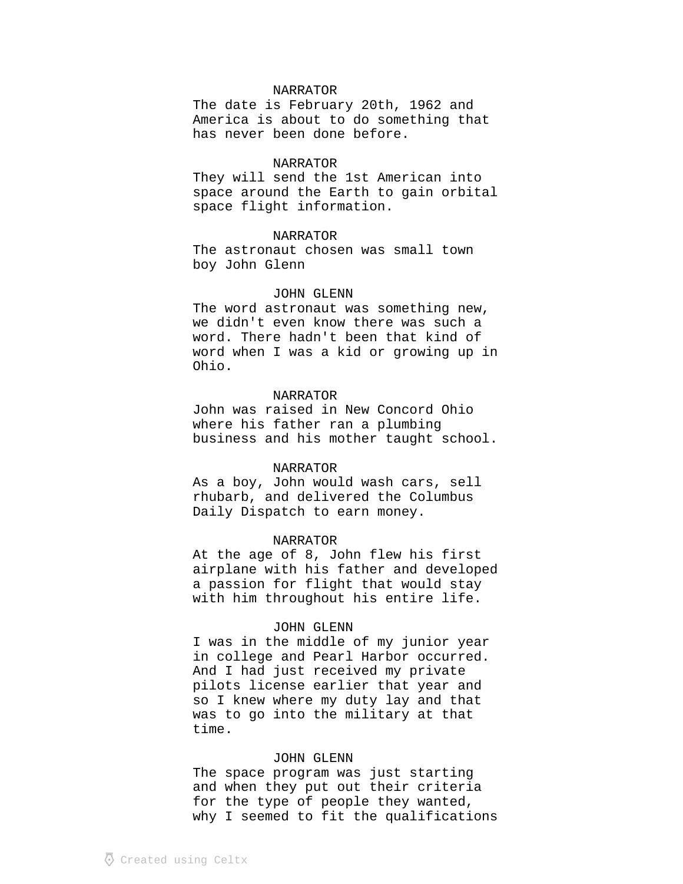NARRATOR

The date is February 20th, 1962 and America is about to do something that has never been done before.

NARRATOR

They will send the 1st American into space around the Earth to gain orbital space flight information.

NARRATOR

The astronaut chosen was small town boy John Glenn

JOHN GLENN

The word astronaut was something new, we didn't even know there was such a word. There hadn't been that kind of word when I was a kid or growing up in Ohio.

NARRATOR

John was raised in New Concord Ohio where his father ran a plumbing business and his mother taught school.

NARRATOR

As a boy, John would wash cars, sell rhubarb, and delivered the Columbus Daily Dispatch to earn money.

NARRATOR

At the age of 8, John flew his first airplane with his father and developed a passion for flight that would stay with him throughout his entire life.

JOHN GLENN

I was in the middle of my junior year in college and Pearl Harbor occurred. And I had just received my private pilots license earlier that year and so I knew where my duty lay and that was to go into the military at that time.

JOHN GLENN

The space program was just starting and when they put out their criteria for the type of people they wanted, why I seemed to fit the qualifications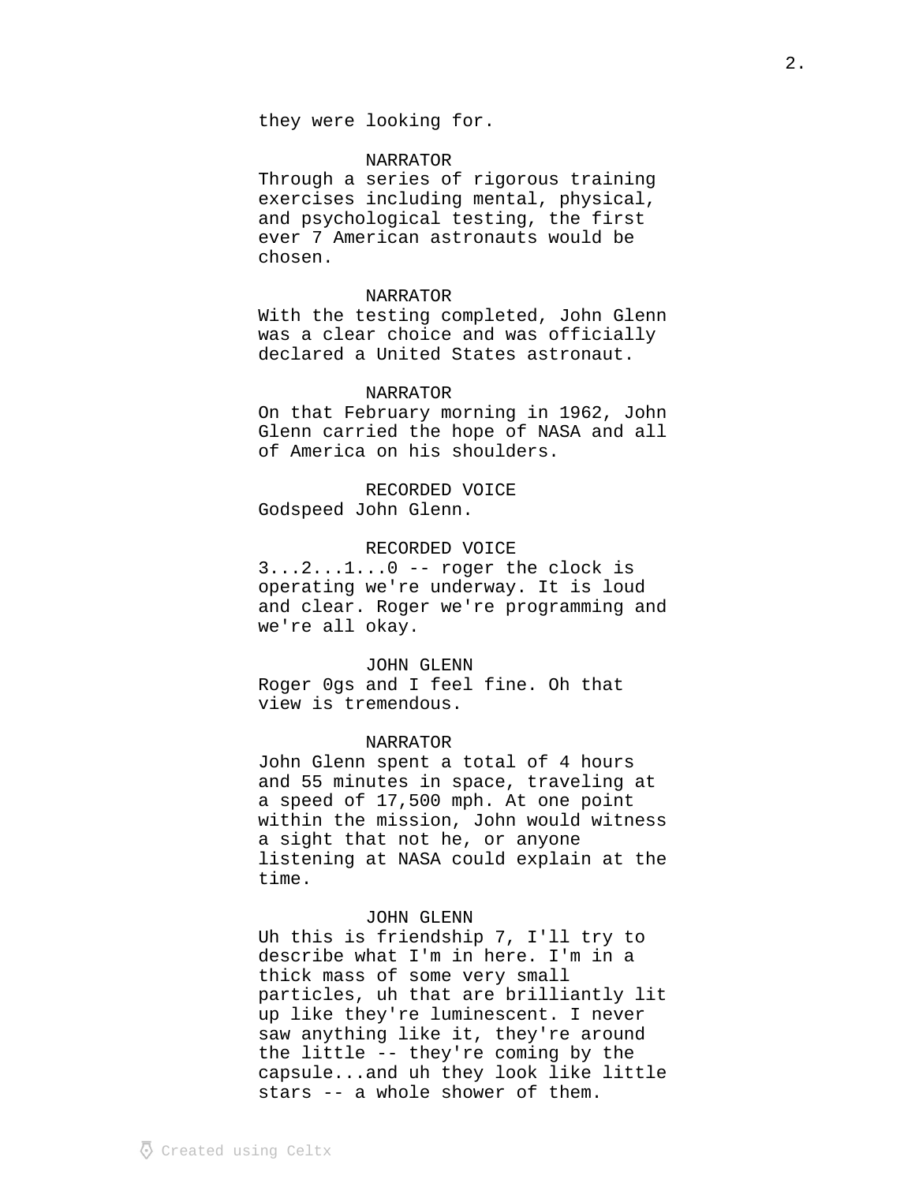they were looking for.

NARRATOR
Through a series of rigorous training exercises including mental, physical, and psychological testing, the first ever 7 American astronauts would be chosen.

NARRATOR
With the testing completed, John Glenn was a clear choice and was officially declared a United States astronaut.

NARRATOR
On that February morning in 1962, John Glenn carried the hope of NASA and all of America on his shoulders.

RECORDED VOICE
Godspeed John Glenn.

RECORDED VOICE
3...2...1...0 -- roger the clock is operating we're underway. It is loud and clear. Roger we're programming and we're all okay.

JOHN GLENN
Roger 0gs and I feel fine. Oh that view is tremendous.

NARRATOR
John Glenn spent a total of 4 hours and 55 minutes in space, traveling at a speed of 17,500 mph. At one point within the mission, John would witness a sight that not he, or anyone listening at NASA could explain at the time.

JOHN GLENN
Uh this is friendship 7, I'll try to describe what I'm in here. I'm in a thick mass of some very small particles, uh that are brilliantly lit up like they're luminescent. I never saw anything like it, they're around the little -- they're coming by the capsule...and uh they look like little stars -- a whole shower of them.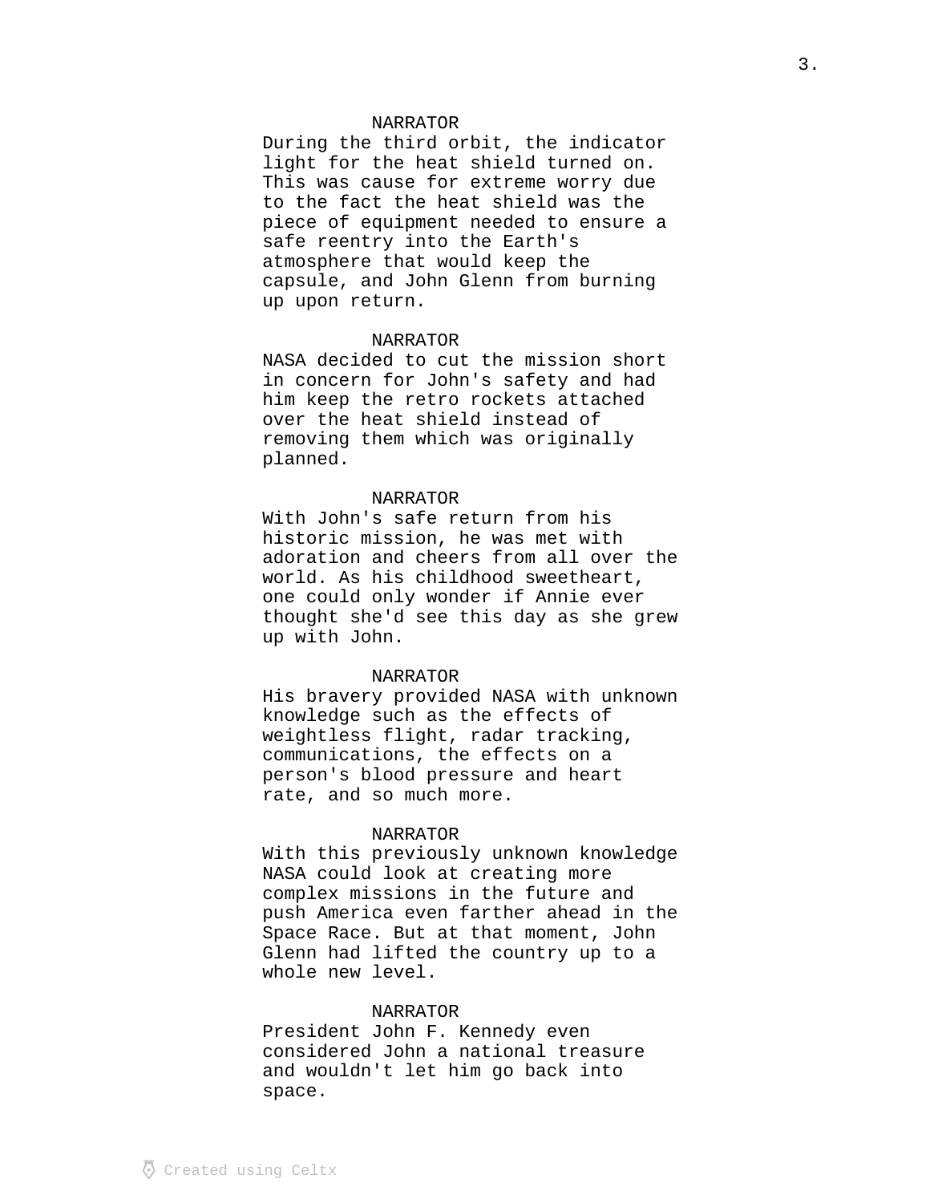NARRATOR

During the third orbit, the indicator light for the heat shield turned on. This was cause for extreme worry due to the fact the heat shield was the piece of equipment needed to ensure a safe reentry into the Earth's atmosphere that would keep the capsule, and John Glenn from burning up upon return.

NARRATOR

NASA decided to cut the mission short in concern for John's safety and had him keep the retro rockets attached over the heat shield instead of removing them which was originally planned.

NARRATOR

With John's safe return from his historic mission, he was met with adoration and cheers from all over the world. As his childhood sweetheart, one could only wonder if Annie ever thought she'd see this day as she grew up with John.

NARRATOR

His bravery provided NASA with unknown knowledge such as the effects of weightless flight, radar tracking, communications, the effects on a person's blood pressure and heart rate, and so much more.

NARRATOR

With this previously unknown knowledge NASA could look at creating more complex missions in the future and push America even farther ahead in the Space Race. But at that moment, John Glenn had lifted the country up to a whole new level.

NARRATOR

President John F. Kennedy even considered John a national treasure and wouldn't let him go back into space.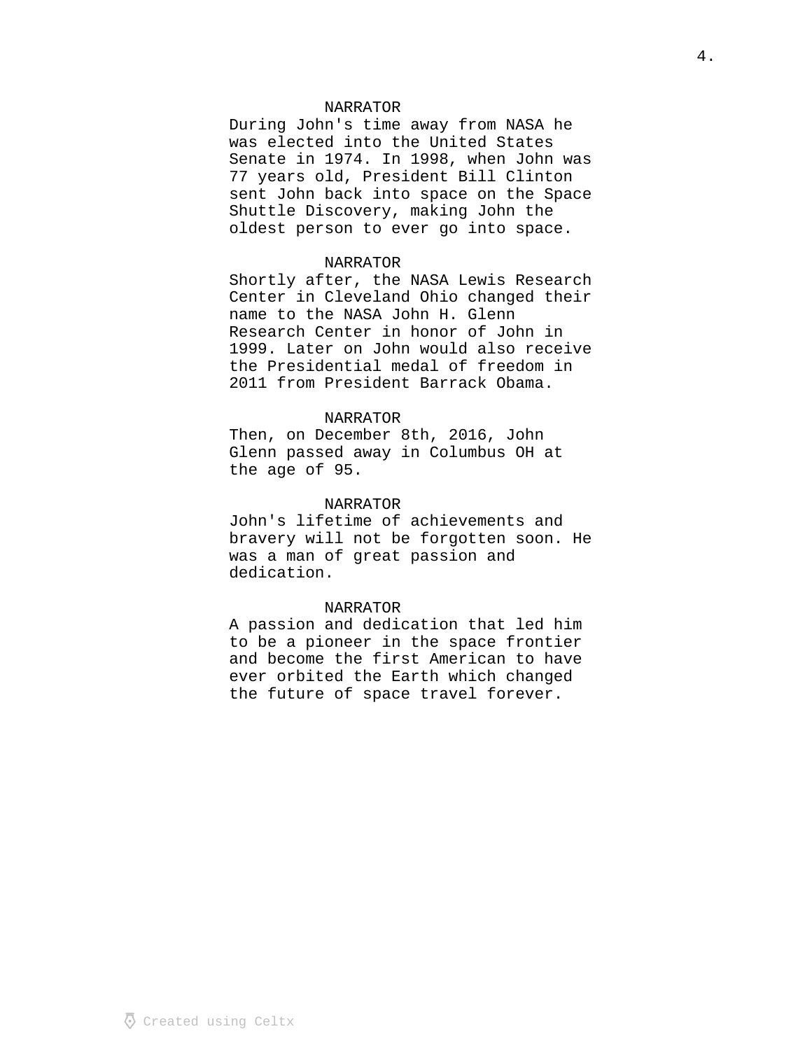NARRATOR

During John's time away from NASA he was elected into the United States Senate in 1974. In 1998, when John was 77 years old, President Bill Clinton sent John back into space on the Space Shuttle Discovery, making John the oldest person to ever go into space.

NARRATOR

Shortly after, the NASA Lewis Research Center in Cleveland Ohio changed their name to the NASA John H. Glenn Research Center in honor of John in 1999. Later on John would also receive the Presidential medal of freedom in 2011 from President Barrack Obama.

NARRATOR

Then, on December 8th, 2016, John Glenn passed away in Columbus OH at the age of 95.

NARRATOR

John's lifetime of achievements and bravery will not be forgotten soon. He was a man of great passion and dedication.

NARRATOR

A passion and dedication that led him to be a pioneer in the space frontier and become the first American to have ever orbited the Earth which changed the future of space travel forever.